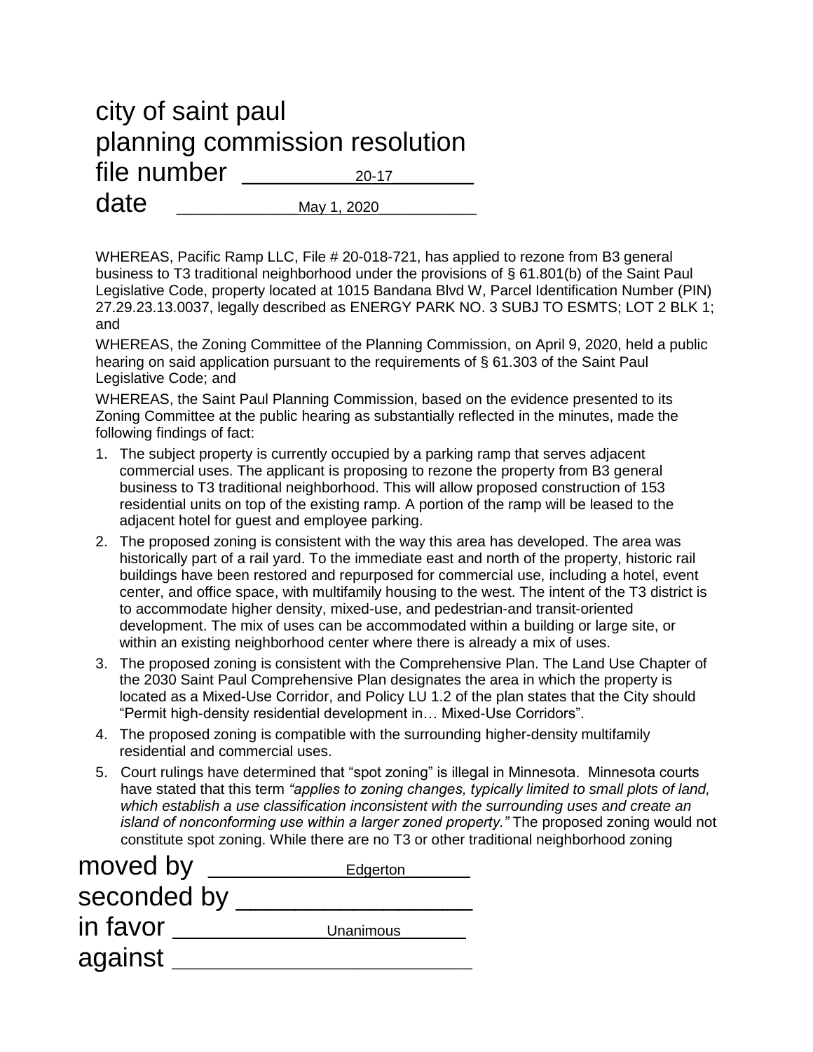# city of saint paul
# planning commission resolution
# file number 20-17
# date May 1, 2020

WHEREAS, Pacific Ramp LLC, File # 20-018-721, has applied to rezone from B3 general business to T3 traditional neighborhood under the provisions of § 61.801(b) of the Saint Paul Legislative Code, property located at 1015 Bandana Blvd W, Parcel Identification Number (PIN) 27.29.23.13.0037, legally described as ENERGY PARK NO. 3 SUBJ TO ESMTS; LOT 2 BLK 1; and

WHEREAS, the Zoning Committee of the Planning Commission, on April 9, 2020, held a public hearing on said application pursuant to the requirements of § 61.303 of the Saint Paul Legislative Code; and

WHEREAS, the Saint Paul Planning Commission, based on the evidence presented to its Zoning Committee at the public hearing as substantially reflected in the minutes, made the following findings of fact:

1. The subject property is currently occupied by a parking ramp that serves adjacent commercial uses. The applicant is proposing to rezone the property from B3 general business to T3 traditional neighborhood. This will allow proposed construction of 153 residential units on top of the existing ramp. A portion of the ramp will be leased to the adjacent hotel for guest and employee parking.
2. The proposed zoning is consistent with the way this area has developed. The area was historically part of a rail yard. To the immediate east and north of the property, historic rail buildings have been restored and repurposed for commercial use, including a hotel, event center, and office space, with multifamily housing to the west. The intent of the T3 district is to accommodate higher density, mixed-use, and pedestrian-and transit-oriented development. The mix of uses can be accommodated within a building or large site, or within an existing neighborhood center where there is already a mix of uses.
3. The proposed zoning is consistent with the Comprehensive Plan. The Land Use Chapter of the 2030 Saint Paul Comprehensive Plan designates the area in which the property is located as a Mixed-Use Corridor, and Policy LU 1.2 of the plan states that the City should "Permit high-density residential development in… Mixed-Use Corridors".
4. The proposed zoning is compatible with the surrounding higher-density multifamily residential and commercial uses.
5. Court rulings have determined that "spot zoning" is illegal in Minnesota. Minnesota courts have stated that this term *"applies to zoning changes, typically limited to small plots of land, which establish a use classification inconsistent with the surrounding uses and create an island of nonconforming use within a larger zoned property."* The proposed zoning would not constitute spot zoning. While there are no T3 or other traditional neighborhood zoning

moved by Edgerton

seconded by 

in favor Unanimous

against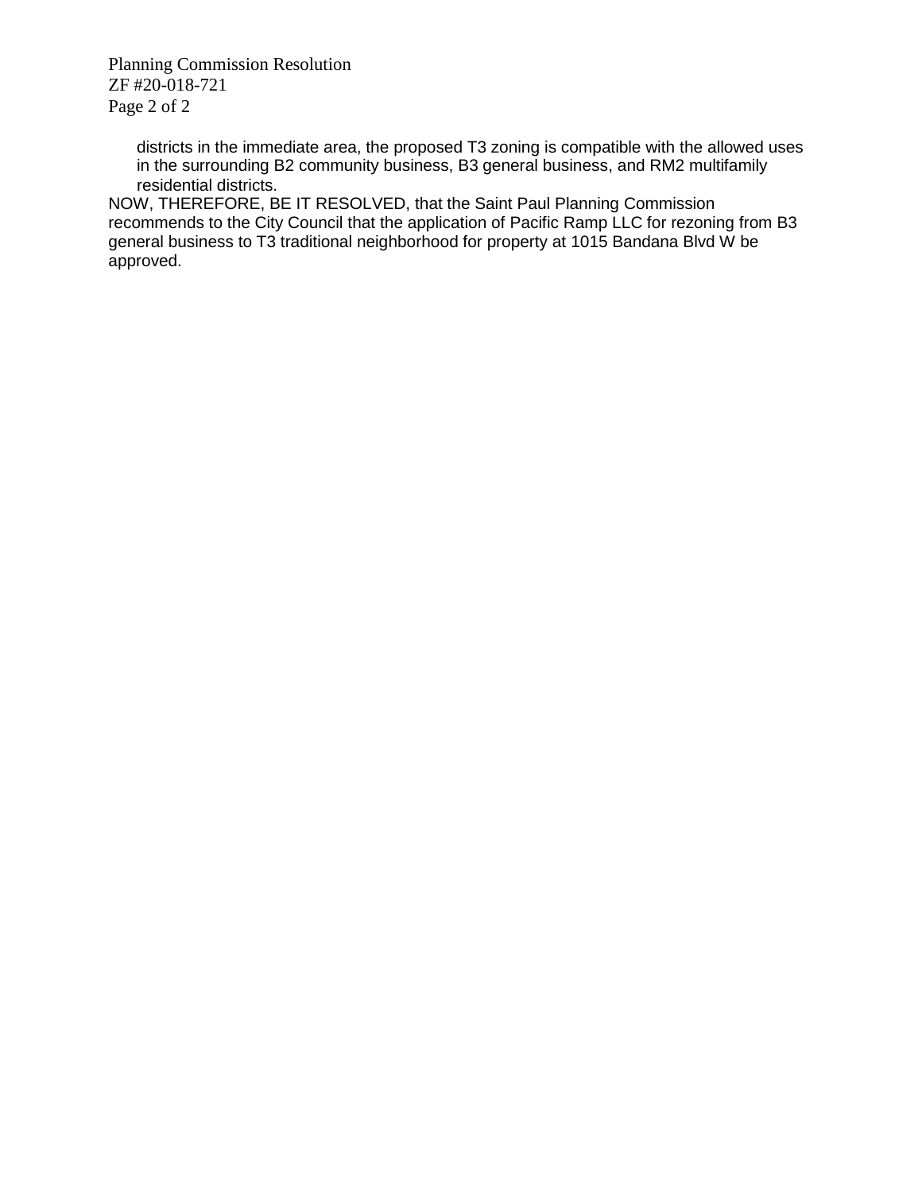districts in the immediate area, the proposed T3 zoning is compatible with the allowed uses in the surrounding B2 community business, B3 general business, and RM2 multifamily residential districts.

NOW, THEREFORE, BE IT RESOLVED, that the Saint Paul Planning Commission recommends to the City Council that the application of Pacific Ramp LLC for rezoning from B3 general business to T3 traditional neighborhood for property at 1015 Bandana Blvd W be approved.